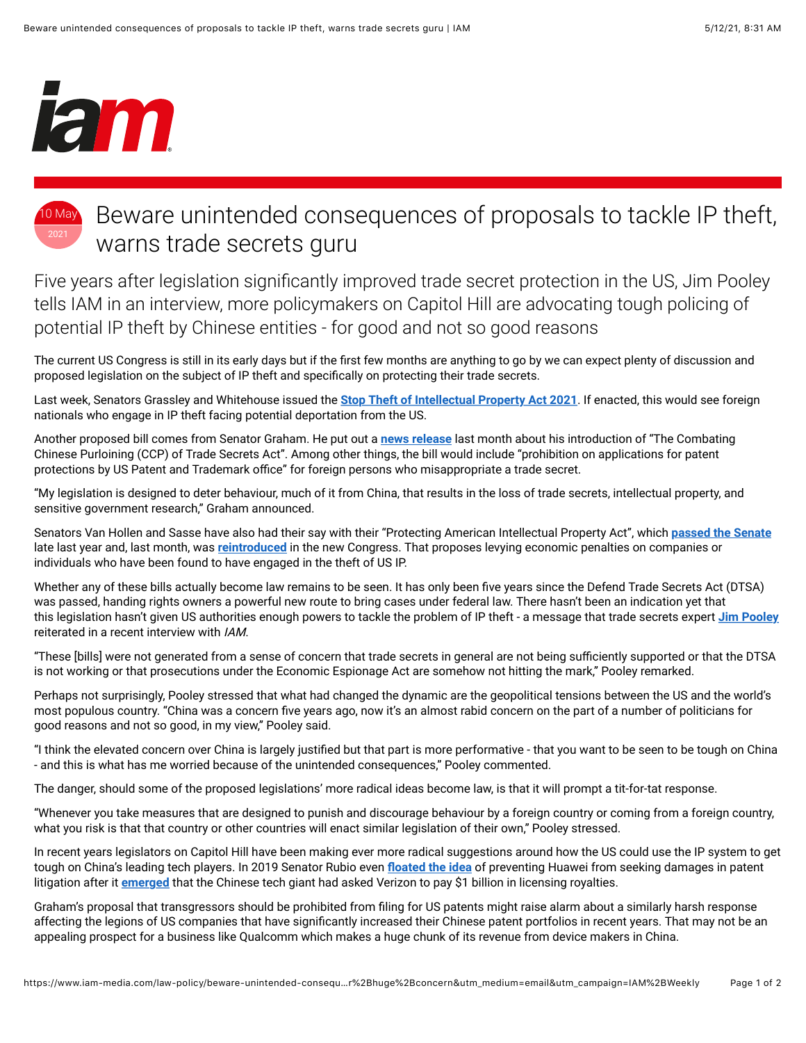# Beware unintended consequences of proposals to tackle IP theft, warns trade secrets guru

10 May 2021

Five years after legislation significantly improved trade secret protection in the US, Jim Pooley tells IAM in an interview, more policymakers on Capitol Hill are advocating tough policing of potential IP theft by Chinese entities - for good and not so good reasons

The current US Congress is still in its early days but if the first few months are anything to go by we can expect plenty of discussion and proposed legislation on the subject of IP theft and specifically on protecting their trade secrets.

Last week, Senators Grassley and Whitehouse issued the **Stop Theft of Intellectual Property Act 2021**. If enacted, this would see foreign nationals who engage in IP theft facing potential deportation from the US.

Another proposed bill comes from Senator Graham. He put out a **news release** last month about his introduction of "The Combating Chinese Purloining (CCP) of Trade Secrets Act". Among other things, the bill would include "prohibition on applications for patent protections by US Patent and Trademark office" for foreign persons who misappropriate a trade secret.

"My legislation is designed to deter behaviour, much of it from China, that results in the loss of trade secrets, intellectual property, and sensitive government research," Graham announced.

Senators Van Hollen and Sasse have also had their say with their "Protecting American Intellectual Property Act", which **passed the Senate** late last year and, last month, was **reintroduced** in the new Congress. That proposes levying economic penalties on companies or individuals who have been found to have engaged in the theft of US IP.

Whether any of these bills actually become law remains to be seen. It has only been five years since the Defend Trade Secrets Act (DTSA) was passed, handing rights owners a powerful new route to bring cases under federal law. There hasn't been an indication yet that this legislation hasn't given US authorities enough powers to tackle the problem of IP theft - a message that trade secrets expert **Jim Pooley** reiterated in a recent interview with *IAM*.

"These [bills] were not generated from a sense of concern that trade secrets in general are not being sufficiently supported or that the DTSA is not working or that prosecutions under the Economic Espionage Act are somehow not hitting the mark," Pooley remarked.

Perhaps not surprisingly, Pooley stressed that what had changed the dynamic are the geopolitical tensions between the US and the world's most populous country. "China was a concern five years ago, now it's an almost rabid concern on the part of a number of politicians for good reasons and not so good, in my view," Pooley said.

"I think the elevated concern over China is largely justified but that part is more performative - that you want to be seen to be tough on China - and this is what has me worried because of the unintended consequences," Pooley commented.

The danger, should some of the proposed legislations' more radical ideas become law, is that it will prompt a tit-for-tat response.

"Whenever you take measures that are designed to punish and discourage behaviour by a foreign country or coming from a foreign country, what you risk is that that country or other countries will enact similar legislation of their own," Pooley stressed.

In recent years legislators on Capitol Hill have been making ever more radical suggestions around how the US could use the IP system to get tough on China's leading tech players. In 2019 Senator Rubio even **floated the idea** of preventing Huawei from seeking damages in patent litigation after it **emerged** that the Chinese tech giant had asked Verizon to pay $1 billion in licensing royalties.

Graham's proposal that transgressors should be prohibited from filing for US patents might raise alarm about a similarly harsh response affecting the legions of US companies that have significantly increased their Chinese patent portfolios in recent years. That may not be an appealing prospect for a business like Qualcomm which makes a huge chunk of its revenue from device makers in China.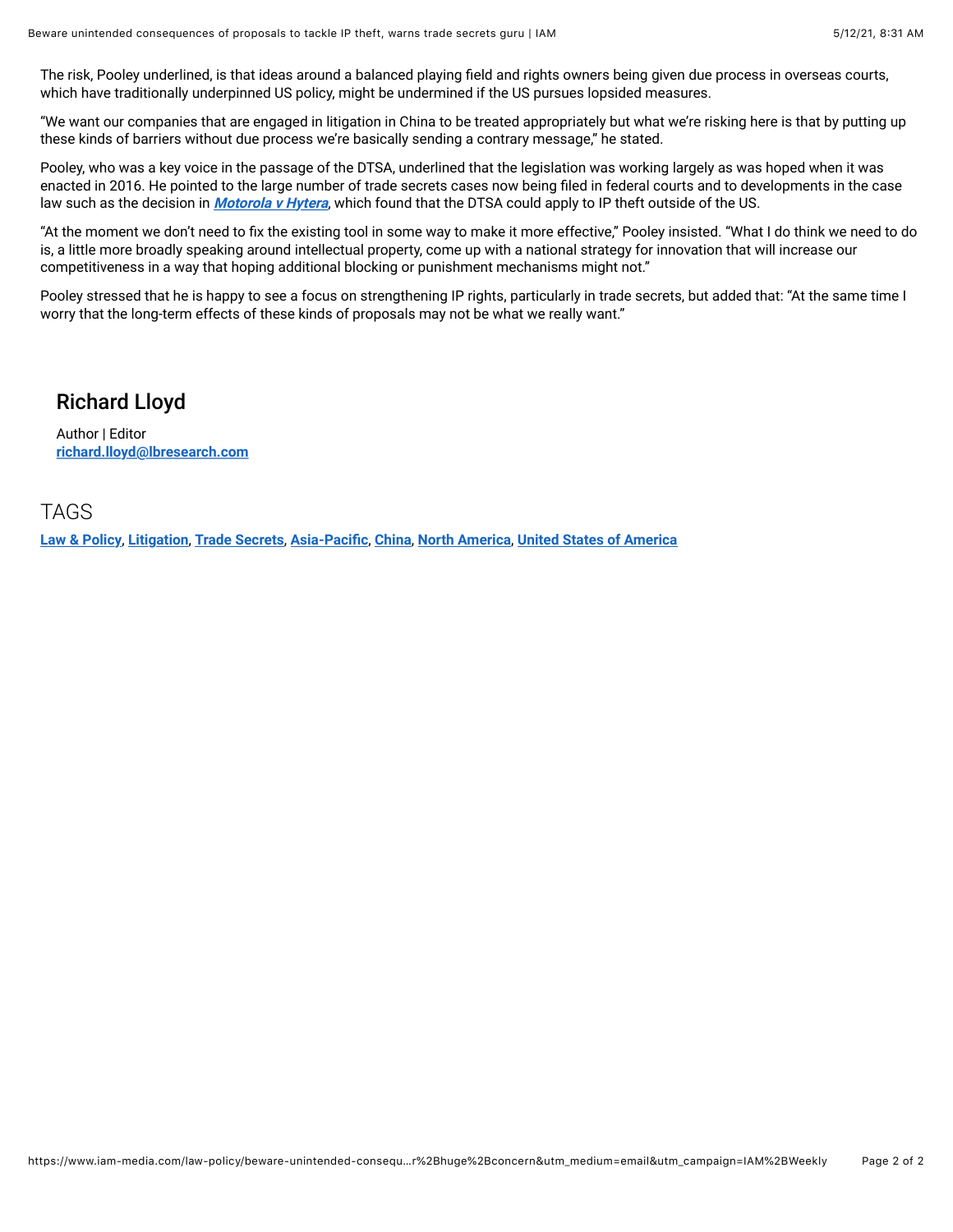The risk, Pooley underlined, is that ideas around a balanced playing field and rights owners being given due process in overseas courts, which have traditionally underpinned US policy, might be undermined if the US pursues lopsided measures.

"We want our companies that are engaged in litigation in China to be treated appropriately but what we're risking here is that by putting up these kinds of barriers without due process we're basically sending a contrary message," he stated.

Pooley, who was a key voice in the passage of the DTSA, underlined that the legislation was working largely as was hoped when it was enacted in 2016. He pointed to the large number of trade secrets cases now being filed in federal courts and to developments in the case law such as the decision in ***Motorola v Hytera***, which found that the DTSA could apply to IP theft outside of the US.

"At the moment we don't need to fix the existing tool in some way to make it more effective," Pooley insisted. "What I do think we need to do is, a little more broadly speaking around intellectual property, come up with a national strategy for innovation that will increase our competitiveness in a way that hoping additional blocking or punishment mechanisms might not."

Pooley stressed that he is happy to see a focus on strengthening IP rights, particularly in trade secrets, but added that: "At the same time I worry that the long-term effects of these kinds of proposals may not be what we really want."

## Richard Lloyd

Author | Editor
**richard.lloyd@lbresearch.com**

## TAGS

**Law & Policy**, **Litigation**, **Trade Secrets**, **Asia-Pacific**, **China**, **North America**, **United States of America**